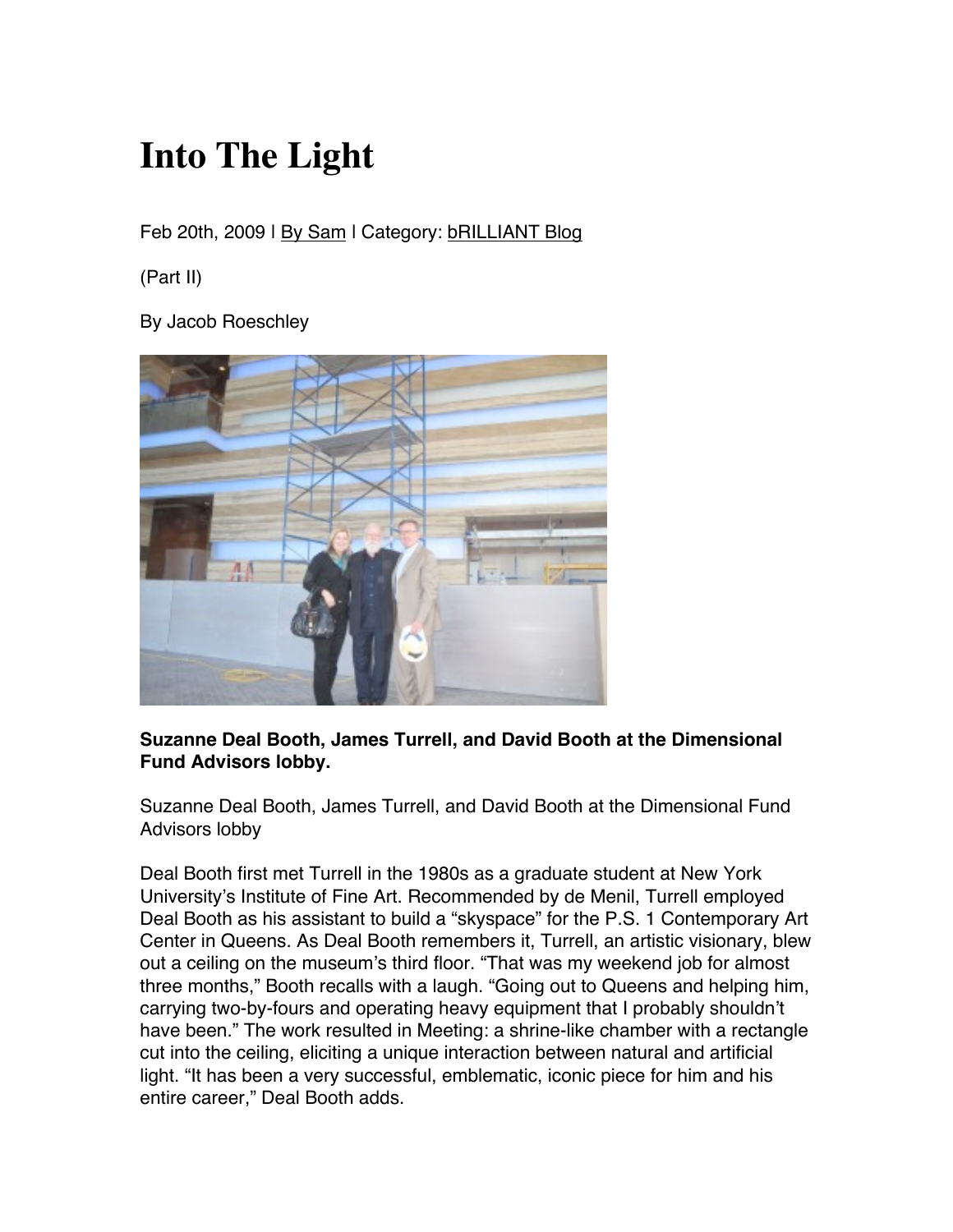// Into The Light

Feb 20th, 2009 | By Sam | Category: bRILLIANT Blog

(Part II)

By Jacob Roeschley

**Suzanne Deal Booth, James Turrell, and David Booth at the Dimensional Fund Advisors lobby.**

Suzanne Deal Booth, James Turrell, and David Booth at the Dimensional Fund Advisors lobby

Deal Booth first met Turrell in the 1980s as a graduate student at New York University's Institute of Fine Art. Recommended by de Menil, Turrell employed Deal Booth as his assistant to build a "skyspace" for the P.S. 1 Contemporary Art Center in Queens. As Deal Booth remembers it, Turrell, an artistic visionary, blew out a ceiling on the museum's third floor. "That was my weekend job for almost three months," Booth recalls with a laugh. "Going out to Queens and helping him, carrying two-by-fours and operating heavy equipment that I probably shouldn't have been." The work resulted in Meeting: a shrine-like chamber with a rectangle cut into the ceiling, eliciting a unique interaction between natural and artificial light. "It has been a very successful, emblematic, iconic piece for him and his entire career," Deal Booth adds.

# Into The Light

Feb 20th, 2009 | By Sam | Category: bRILLIANT Blog

(Part II)

By Jacob Roeschley

**Suzanne Deal Booth, James Turrell, and David Booth at the Dimensional Fund Advisors lobby.**

Suzanne Deal Booth, James Turrell, and David Booth at the Dimensional Fund Advisors lobby

Deal Booth first met Turrell in the 1980s as a graduate student at New York University's Institute of Fine Art. Recommended by de Menil, Turrell employed Deal Booth as his assistant to build a "skyspace" for the P.S. 1 Contemporary Art Center in Queens. As Deal Booth remembers it, Turrell, an artistic visionary, blew out a ceiling on the museum's third floor. "That was my weekend job for almost three months," Booth recalls with a laugh. "Going out to Queens and helping him, carrying two-by-fours and operating heavy equipment that I probably shouldn't have been." The work resulted in Meeting: a shrine-like chamber with a rectangle cut into the ceiling, eliciting a unique interaction between natural and artificial light. "It has been a very successful, emblematic, iconic piece for him and his entire career," Deal Booth adds.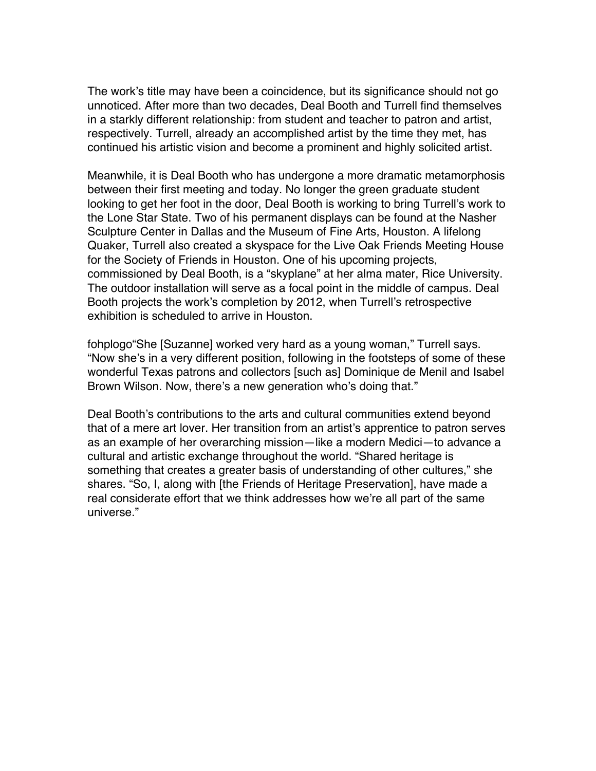The work's title may have been a coincidence, but its significance should not go unnoticed. After more than two decades, Deal Booth and Turrell find themselves in a starkly different relationship: from student and teacher to patron and artist, respectively. Turrell, already an accomplished artist by the time they met, has continued his artistic vision and become a prominent and highly solicited artist.

Meanwhile, it is Deal Booth who has undergone a more dramatic metamorphosis between their first meeting and today. No longer the green graduate student looking to get her foot in the door, Deal Booth is working to bring Turrell's work to the Lone Star State. Two of his permanent displays can be found at the Nasher Sculpture Center in Dallas and the Museum of Fine Arts, Houston. A lifelong Quaker, Turrell also created a skyspace for the Live Oak Friends Meeting House for the Society of Friends in Houston. One of his upcoming projects, commissioned by Deal Booth, is a "skyplane" at her alma mater, Rice University. The outdoor installation will serve as a focal point in the middle of campus. Deal Booth projects the work's completion by 2012, when Turrell's retrospective exhibition is scheduled to arrive in Houston.

fohplogo"She [Suzanne] worked very hard as a young woman," Turrell says. "Now she's in a very different position, following in the footsteps of some of these wonderful Texas patrons and collectors [such as] Dominique de Menil and Isabel Brown Wilson. Now, there's a new generation who's doing that."

Deal Booth's contributions to the arts and cultural communities extend beyond that of a mere art lover. Her transition from an artist's apprentice to patron serves as an example of her overarching mission—like a modern Medici—to advance a cultural and artistic exchange throughout the world. "Shared heritage is something that creates a greater basis of understanding of other cultures," she shares. "So, I, along with [the Friends of Heritage Preservation], have made a real considerate effort that we think addresses how we're all part of the same universe."